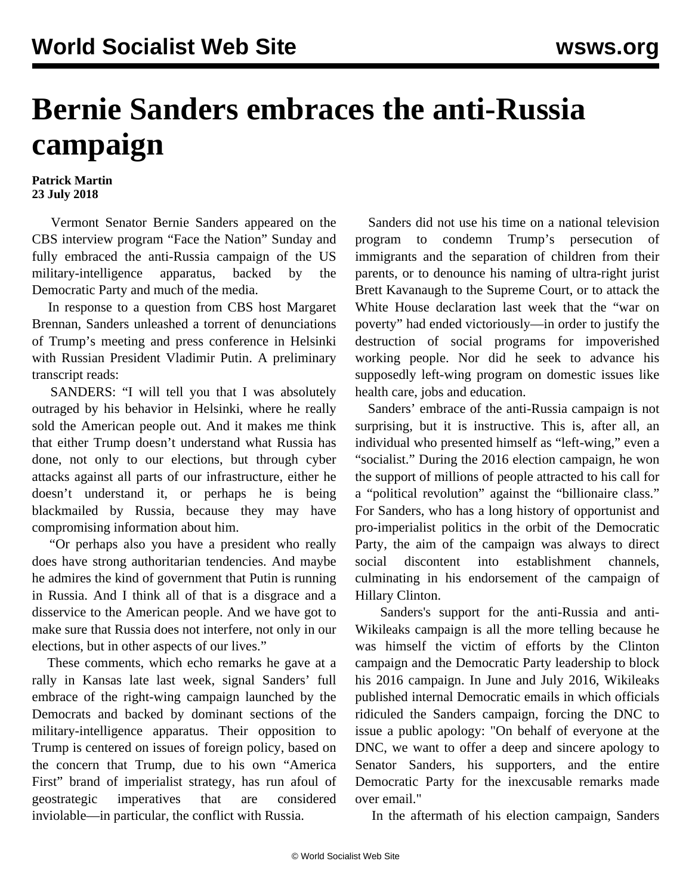// World Socialist Web Site wsws.org — this is a running header; omit.

# Bernie Sanders embraces the anti-Russia campaign

**Patrick Martin**
**23 July 2018**

Vermont Senator Bernie Sanders appeared on the CBS interview program “Face the Nation” Sunday and fully embraced the anti-Russia campaign of the US military-intelligence apparatus, backed by the Democratic Party and much of the media.

In response to a question from CBS host Margaret Brennan, Sanders unleashed a torrent of denunciations of Trump’s meeting and press conference in Helsinki with Russian President Vladimir Putin. A preliminary transcript reads:

SANDERS: “I will tell you that I was absolutely outraged by his behavior in Helsinki, where he really sold the American people out. And it makes me think that either Trump doesn’t understand what Russia has done, not only to our elections, but through cyber attacks against all parts of our infrastructure, either he doesn’t understand it, or perhaps he is being blackmailed by Russia, because they may have compromising information about him.

“Or perhaps also you have a president who really does have strong authoritarian tendencies. And maybe he admires the kind of government that Putin is running in Russia. And I think all of that is a disgrace and a disservice to the American people. And we have got to make sure that Russia does not interfere, not only in our elections, but in other aspects of our lives.”

These comments, which echo remarks he gave at a rally in Kansas late last week, signal Sanders’ full embrace of the right-wing campaign launched by the Democrats and backed by dominant sections of the military-intelligence apparatus. Their opposition to Trump is centered on issues of foreign policy, based on the concern that Trump, due to his own “America First” brand of imperialist strategy, has run afoul of geostrategic imperatives that are considered inviolable—in particular, the conflict with Russia.

Sanders did not use his time on a national television program to condemn Trump’s persecution of immigrants and the separation of children from their parents, or to denounce his naming of ultra-right jurist Brett Kavanaugh to the Supreme Court, or to attack the White House declaration last week that the “war on poverty” had ended victoriously—in order to justify the destruction of social programs for impoverished working people. Nor did he seek to advance his supposedly left-wing program on domestic issues like health care, jobs and education.

Sanders’ embrace of the anti-Russia campaign is not surprising, but it is instructive. This is, after all, an individual who presented himself as “left-wing,” even a “socialist.” During the 2016 election campaign, he won the support of millions of people attracted to his call for a “political revolution” against the “billionaire class.” For Sanders, who has a long history of opportunist and pro-imperialist politics in the orbit of the Democratic Party, the aim of the campaign was always to direct social discontent into establishment channels, culminating in his endorsement of the campaign of Hillary Clinton.

Sanders's support for the anti-Russia and anti-Wikileaks campaign is all the more telling because he was himself the victim of efforts by the Clinton campaign and the Democratic Party leadership to block his 2016 campaign. In June and July 2016, Wikileaks published internal Democratic emails in which officials ridiculed the Sanders campaign, forcing the DNC to issue a public apology: "On behalf of everyone at the DNC, we want to offer a deep and sincere apology to Senator Sanders, his supporters, and the entire Democratic Party for the inexcusable remarks made over email."

In the aftermath of his election campaign, Sanders

# Bernie Sanders embraces the anti-Russia campaign

**Patrick Martin**
**23 July 2018**

Vermont Senator Bernie Sanders appeared on the CBS interview program “Face the Nation” Sunday and fully embraced the anti-Russia campaign of the US military-intelligence apparatus, backed by the Democratic Party and much of the media.

In response to a question from CBS host Margaret Brennan, Sanders unleashed a torrent of denunciations of Trump’s meeting and press conference in Helsinki with Russian President Vladimir Putin. A preliminary transcript reads:

SANDERS: “I will tell you that I was absolutely outraged by his behavior in Helsinki, where he really sold the American people out. And it makes me think that either Trump doesn’t understand what Russia has done, not only to our elections, but through cyber attacks against all parts of our infrastructure, either he doesn’t understand it, or perhaps he is being blackmailed by Russia, because they may have compromising information about him.

“Or perhaps also you have a president who really does have strong authoritarian tendencies. And maybe he admires the kind of government that Putin is running in Russia. And I think all of that is a disgrace and a disservice to the American people. And we have got to make sure that Russia does not interfere, not only in our elections, but in other aspects of our lives.”

These comments, which echo remarks he gave at a rally in Kansas late last week, signal Sanders’ full embrace of the right-wing campaign launched by the Democrats and backed by dominant sections of the military-intelligence apparatus. Their opposition to Trump is centered on issues of foreign policy, based on the concern that Trump, due to his own “America First” brand of imperialist strategy, has run afoul of geostrategic imperatives that are considered inviolable—in particular, the conflict with Russia.

Sanders did not use his time on a national television program to condemn Trump’s persecution of immigrants and the separation of children from their parents, or to denounce his naming of ultra-right jurist Brett Kavanaugh to the Supreme Court, or to attack the White House declaration last week that the “war on poverty” had ended victoriously—in order to justify the destruction of social programs for impoverished working people. Nor did he seek to advance his supposedly left-wing program on domestic issues like health care, jobs and education.

Sanders’ embrace of the anti-Russia campaign is not surprising, but it is instructive. This is, after all, an individual who presented himself as “left-wing,” even a “socialist.” During the 2016 election campaign, he won the support of millions of people attracted to his call for a “political revolution” against the “billionaire class.” For Sanders, who has a long history of opportunist and pro-imperialist politics in the orbit of the Democratic Party, the aim of the campaign was always to direct social discontent into establishment channels, culminating in his endorsement of the campaign of Hillary Clinton.

Sanders's support for the anti-Russia and anti-Wikileaks campaign is all the more telling because he was himself the victim of efforts by the Clinton campaign and the Democratic Party leadership to block his 2016 campaign. In June and July 2016, Wikileaks published internal Democratic emails in which officials ridiculed the Sanders campaign, forcing the DNC to issue a public apology: "On behalf of everyone at the DNC, we want to offer a deep and sincere apology to Senator Sanders, his supporters, and the entire Democratic Party for the inexcusable remarks made over email."

In the aftermath of his election campaign, Sanders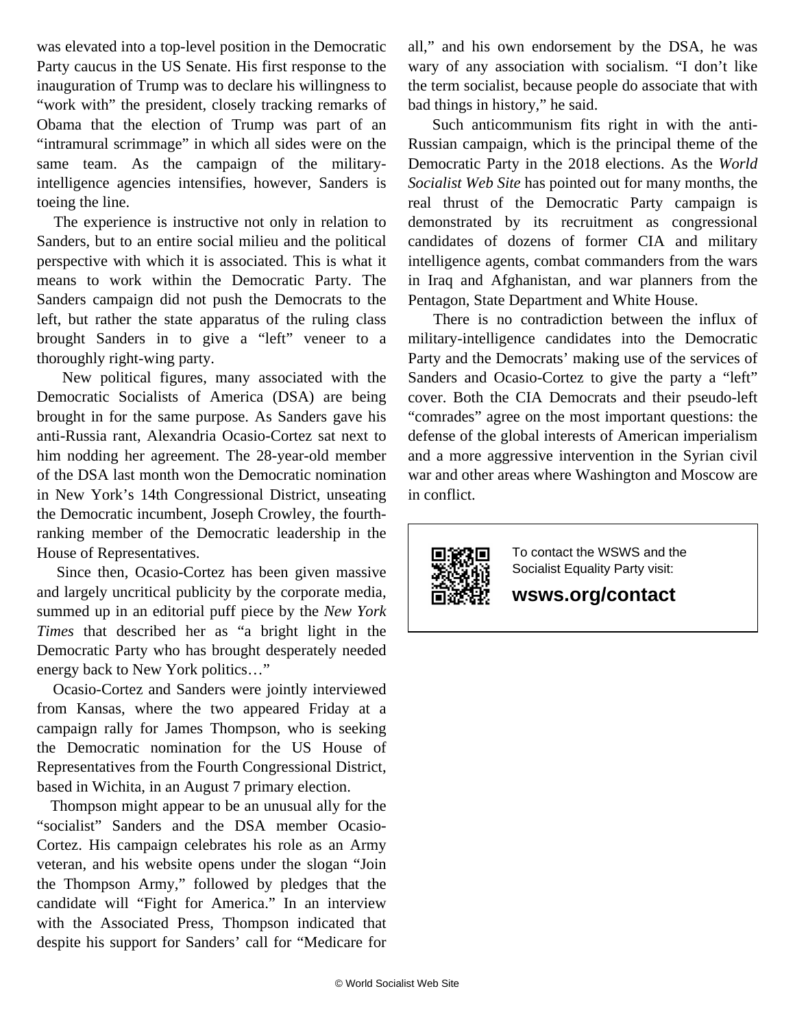was elevated into a top-level position in the Democratic Party caucus in the US Senate. His first response to the inauguration of Trump was to declare his willingness to "work with" the president, closely tracking remarks of Obama that the election of Trump was part of an "intramural scrimmage" in which all sides were on the same team. As the campaign of the military-intelligence agencies intensifies, however, Sanders is toeing the line.

The experience is instructive not only in relation to Sanders, but to an entire social milieu and the political perspective with which it is associated. This is what it means to work within the Democratic Party. The Sanders campaign did not push the Democrats to the left, but rather the state apparatus of the ruling class brought Sanders in to give a "left" veneer to a thoroughly right-wing party.

New political figures, many associated with the Democratic Socialists of America (DSA) are being brought in for the same purpose. As Sanders gave his anti-Russia rant, Alexandria Ocasio-Cortez sat next to him nodding her agreement. The 28-year-old member of the DSA last month won the Democratic nomination in New York's 14th Congressional District, unseating the Democratic incumbent, Joseph Crowley, the fourth-ranking member of the Democratic leadership in the House of Representatives.

Since then, Ocasio-Cortez has been given massive and largely uncritical publicity by the corporate media, summed up in an editorial puff piece by the *New York Times* that described her as "a bright light in the Democratic Party who has brought desperately needed energy back to New York politics…"

Ocasio-Cortez and Sanders were jointly interviewed from Kansas, where the two appeared Friday at a campaign rally for James Thompson, who is seeking the Democratic nomination for the US House of Representatives from the Fourth Congressional District, based in Wichita, in an August 7 primary election.

Thompson might appear to be an unusual ally for the "socialist" Sanders and the DSA member Ocasio-Cortez. His campaign celebrates his role as an Army veteran, and his website opens under the slogan "Join the Thompson Army," followed by pledges that the candidate will "Fight for America." In an interview with the Associated Press, Thompson indicated that despite his support for Sanders' call for "Medicare for all," and his own endorsement by the DSA, he was wary of any association with socialism. "I don't like the term socialist, because people do associate that with bad things in history," he said.

Such anticommunism fits right in with the anti-Russian campaign, which is the principal theme of the Democratic Party in the 2018 elections. As the *World Socialist Web Site* has pointed out for many months, the real thrust of the Democratic Party campaign is demonstrated by its recruitment as congressional candidates of dozens of former CIA and military intelligence agents, combat commanders from the wars in Iraq and Afghanistan, and war planners from the Pentagon, State Department and White House.

There is no contradiction between the influx of military-intelligence candidates into the Democratic Party and the Democrats' making use of the services of Sanders and Ocasio-Cortez to give the party a "left" cover. Both the CIA Democrats and their pseudo-left "comrades" agree on the most important questions: the defense of the global interests of American imperialism and a more aggressive intervention in the Syrian civil war and other areas where Washington and Moscow are in conflict.

To contact the WSWS and the Socialist Equality Party visit:

**wsws.org/contact**